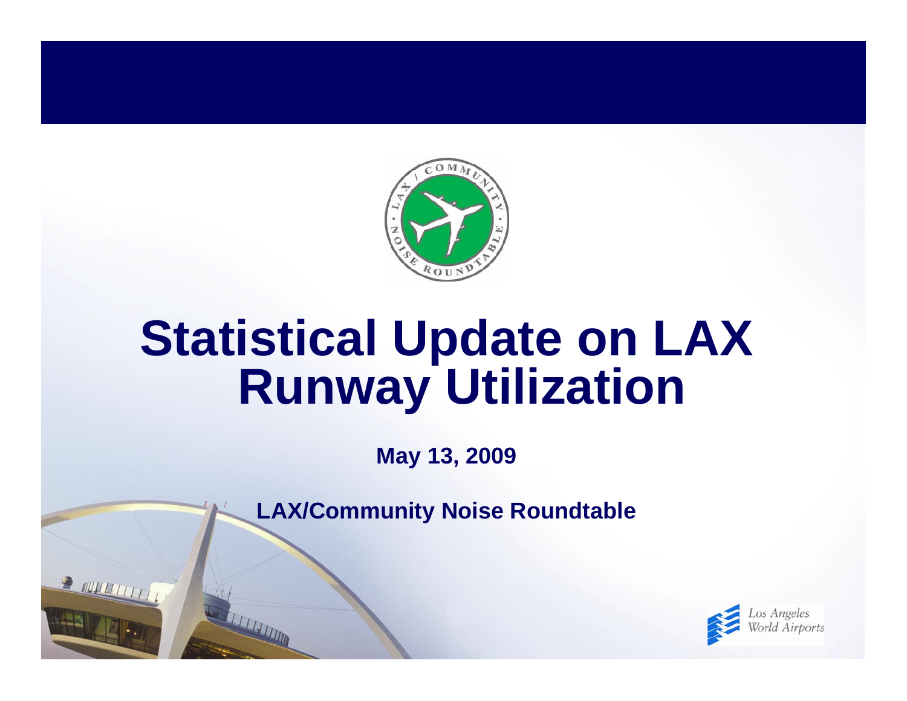# Statistical Update on LAX Runway Utilization

**May 13, 2009**

**LAX/Community Noise Roundtable**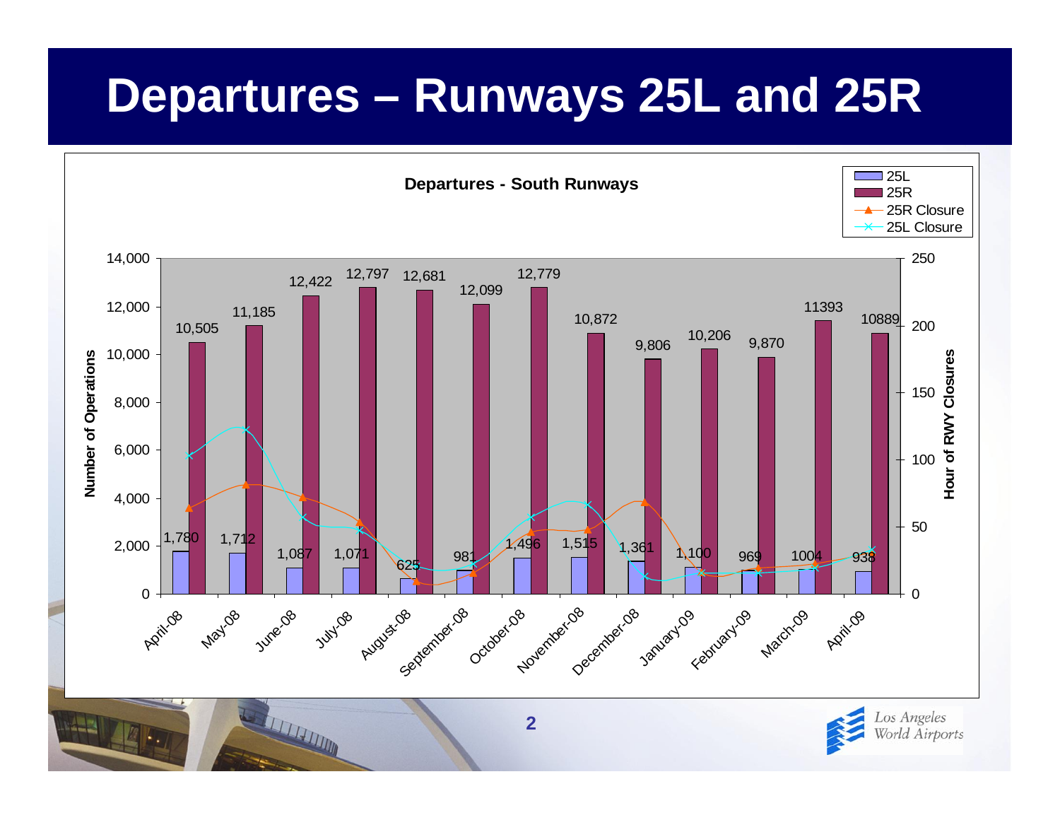# Departures – Runways 25L and 25R

**Departures - South Runways**

| Month | 25L | 25R |
|---|---|---|
| April-08 | 1,780 | 10,505 |
| May-08 | 1,712 | 11,185 |
| June-08 | 1,087 | 12,422 |
| July-08 | 1,071 | 12,797 |
| August-08 | 625 | 12,681 |
| September-08 | 981 | 12,099 |
| October-08 | 1,496 | 12,779 |
| November-08 | 1,515 | 10,872 |
| December-08 | 1,361 | 9,806 |
| January-09 | 1,100 | 10,206 |
| February-09 | 969 | 9,870 |
| March-09 | 1004 | 11393 |
| April-09 | 938 | 10889 |

Legend: 25L, 25R, 25R Closure, 25L Closure

Left axis: Number of Operations (0–14,000); Right axis: Hour of RWY Closures (0–250)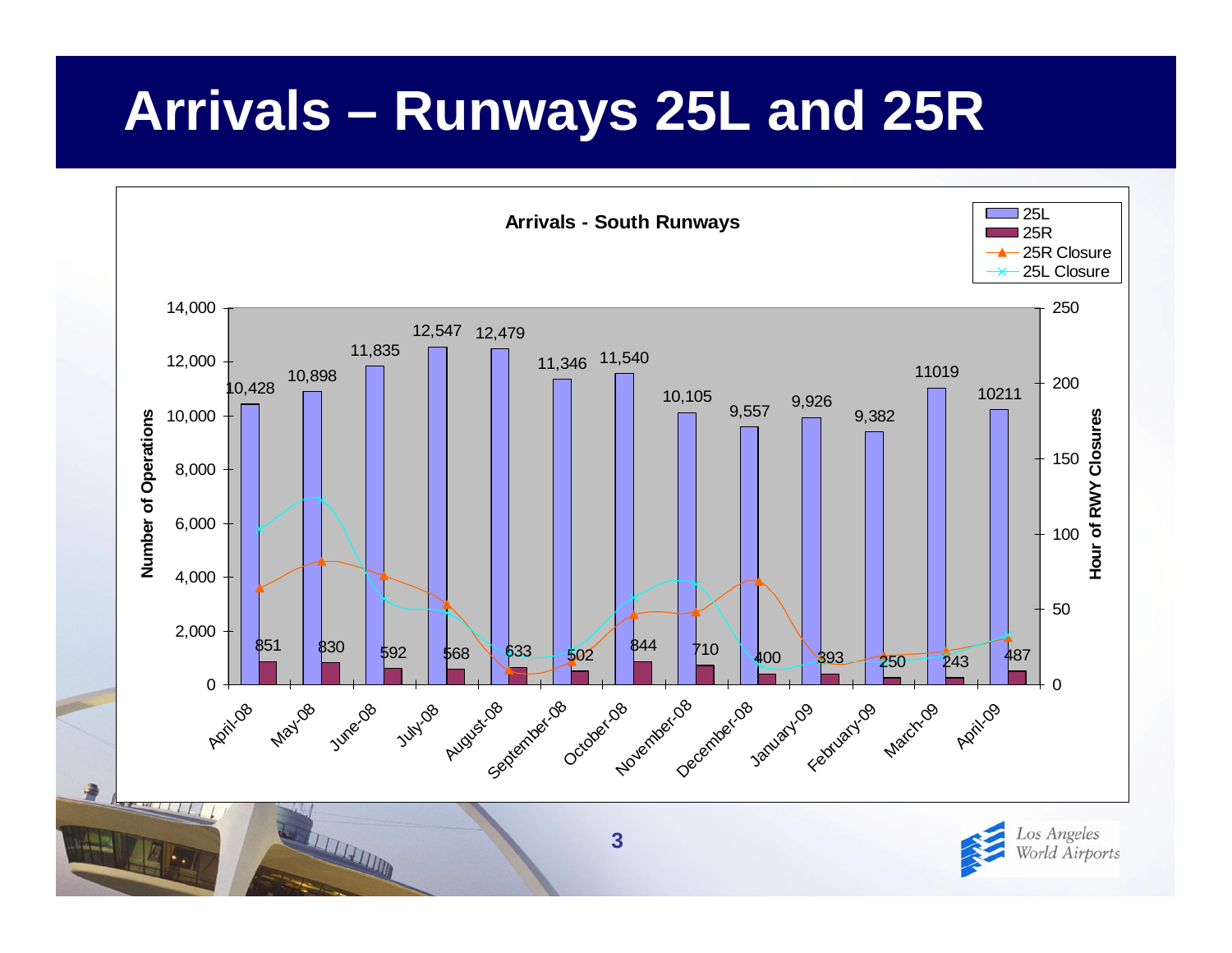# Arrivals – Runways 25L and 25R

**Arrivals - South Runways**

| Month | 25L | 25R |
|---|---|---|
| April-08 | 10,428 | 851 |
| May-08 | 10,898 | 830 |
| June-08 | 11,835 | 592 |
| July-08 | 12,547 | 568 |
| August-08 | 12,479 | 633 |
| September-08 | 11,346 | 502 |
| October-08 | 11,540 | 844 |
| November-08 | 10,105 | 710 |
| December-08 | 9,557 | 400 |
| January-09 | 9,926 | 393 |
| February-09 | 9,382 | 250 |
| March-09 | 11019 | 243 |
| April-09 | 10211 | 487 |

Legend: 25L, 25R, 25R Closure, 25L Closure

Left axis: Number of Operations (0–14,000)

Right axis: Hour of RWY Closures (0–250)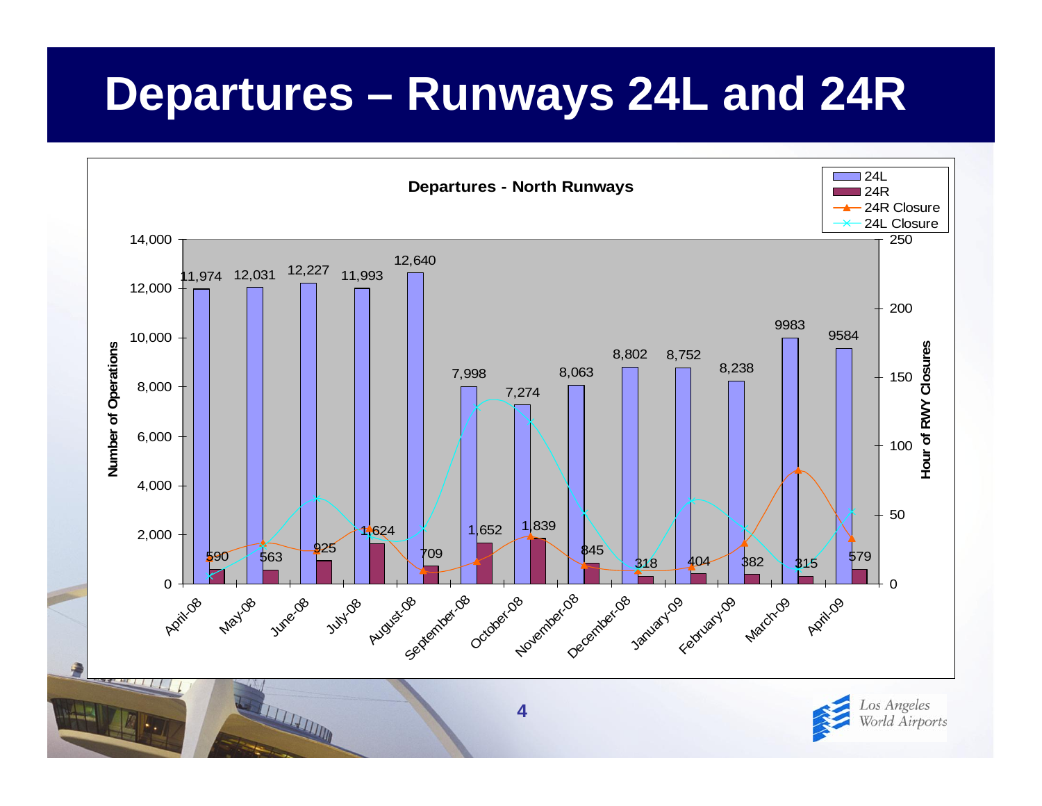# Departures – Runways 24L and 24R

**Departures - North Runways**

| Month | 24L | 24R |
|---|---|---|
| April-08 | 11,974 | 590 |
| May-08 | 12,031 | 563 |
| June-08 | 12,227 | 925 |
| July-08 | 11,993 | 1,624 |
| August-08 | 12,640 | 709 |
| September-08 | 7,998 | 1,652 |
| October-08 | 7,274 | 1,839 |
| November-08 | 8,063 | 845 |
| December-08 | 8,802 | 318 |
| January-09 | 8,752 | 404 |
| February-09 | 8,238 | 382 |
| March-09 | 9983 | 315 |
| April-09 | 9584 | 579 |

Legend: 24L, 24R, 24R Closure, 24L Closure

Left axis: Number of Operations (0–14,000); Right axis: Hour of RWY Closures (0–250)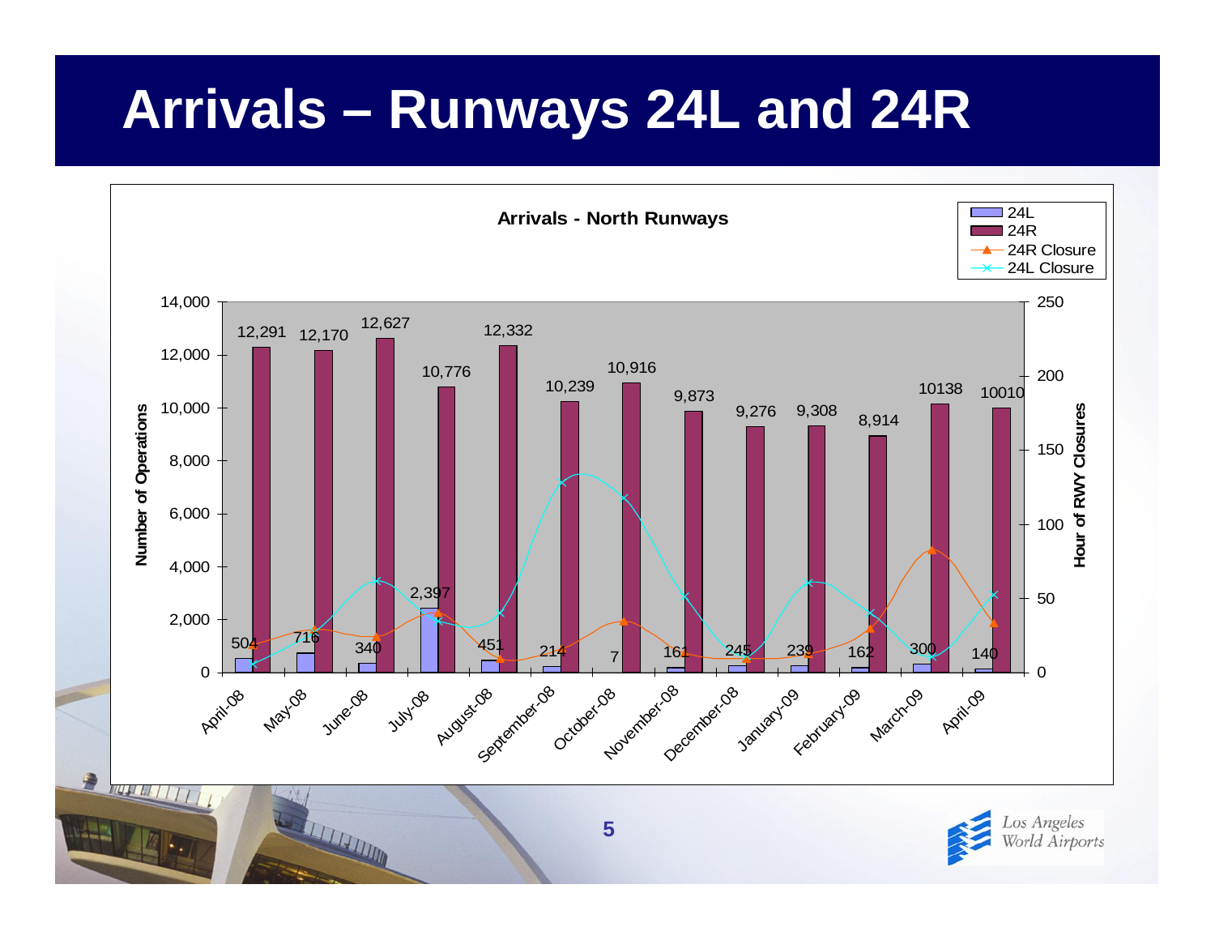# Arrivals – Runways 24L and 24R

**Arrivals - North Runways**

| Month | 24L | 24R |
| --- | --- | --- |
| April-08 | 504 | 12,291 |
| May-08 | 716 | 12,170 |
| June-08 | 340 | 12,627 |
| July-08 | 2,397 | 10,776 |
| August-08 | 451 | 12,332 |
| September-08 | 214 | 10,239 |
| October-08 | 7 | 10,916 |
| November-08 | 161 | 9,873 |
| December-08 | 245 | 9,276 |
| January-09 | 239 | 9,308 |
| February-09 | 162 | 8,914 |
| March-09 | 300 | 10138 |
| April-09 | 140 | 10010 |

Legend: 24L, 24R, 24R Closure, 24L Closure

Left axis: Number of Operations (0 – 14,000); Right axis: Hour of RWY Closures (0 – 250)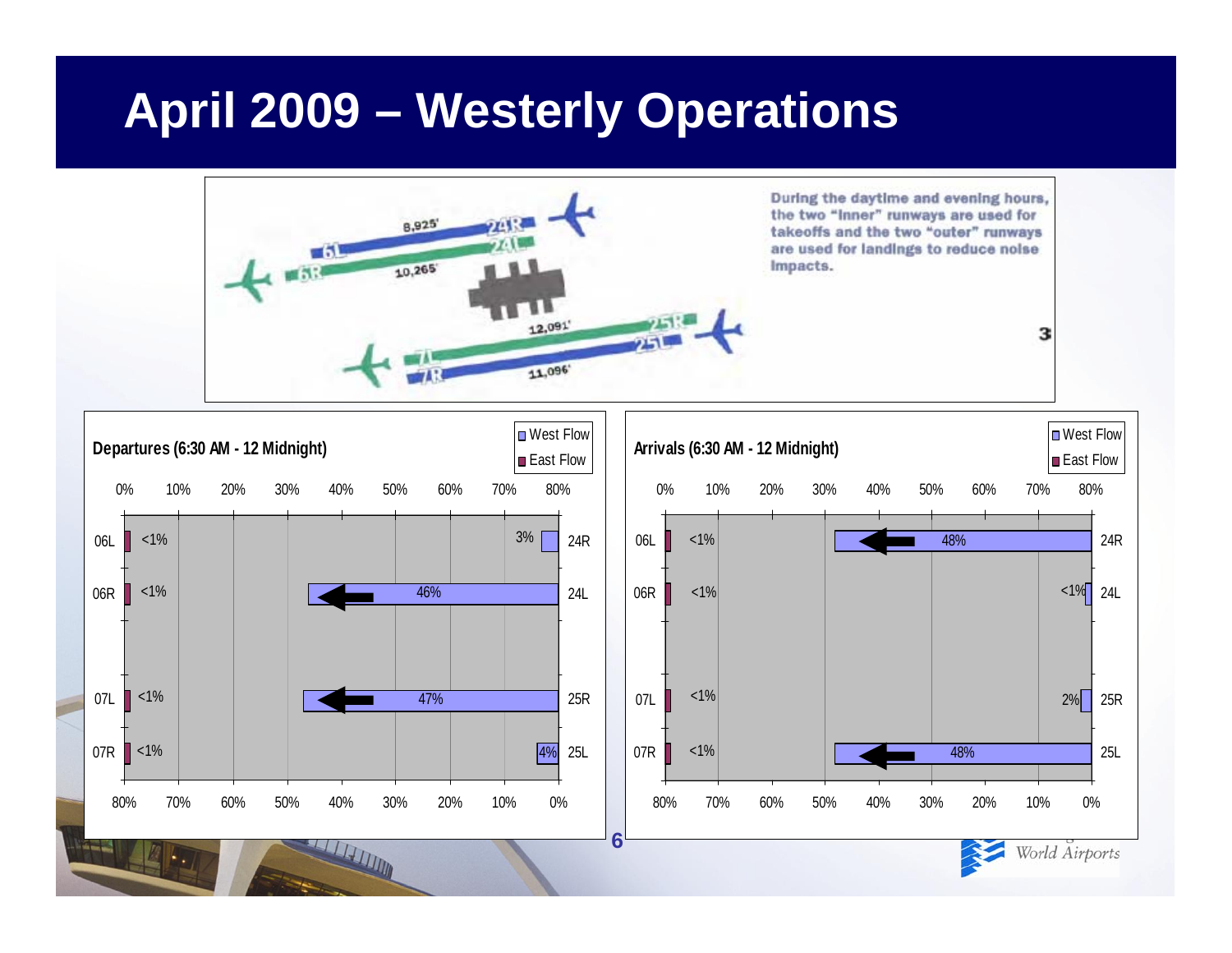# April 2009 – Westerly Operations

During the daytime and evening hours, the two "inner" runways are used for takeoffs and the two "outer" runways are used for landings to reduce noise impacts.

**Departures (6:30 AM - 12 Midnight)**

| Runway (East Flow) | East Flow | West Flow | Runway (West Flow) |
|---|---|---|---|
| 06L | <1% | 3% | 24R |
| 06R | <1% | 46% | 24L |
| 07L | <1% | 47% | 25R |
| 07R | <1% | 4% | 25L |

**Arrivals (6:30 AM - 12 Midnight)**

| Runway (East Flow) | East Flow | West Flow | Runway (West Flow) |
|---|---|---|---|
| 06L | <1% | 48% | 24R |
| 06R | <1% | <1% | 24L |
| 07L | <1% | 2% | 25R |
| 07R | <1% | 48% | 25L |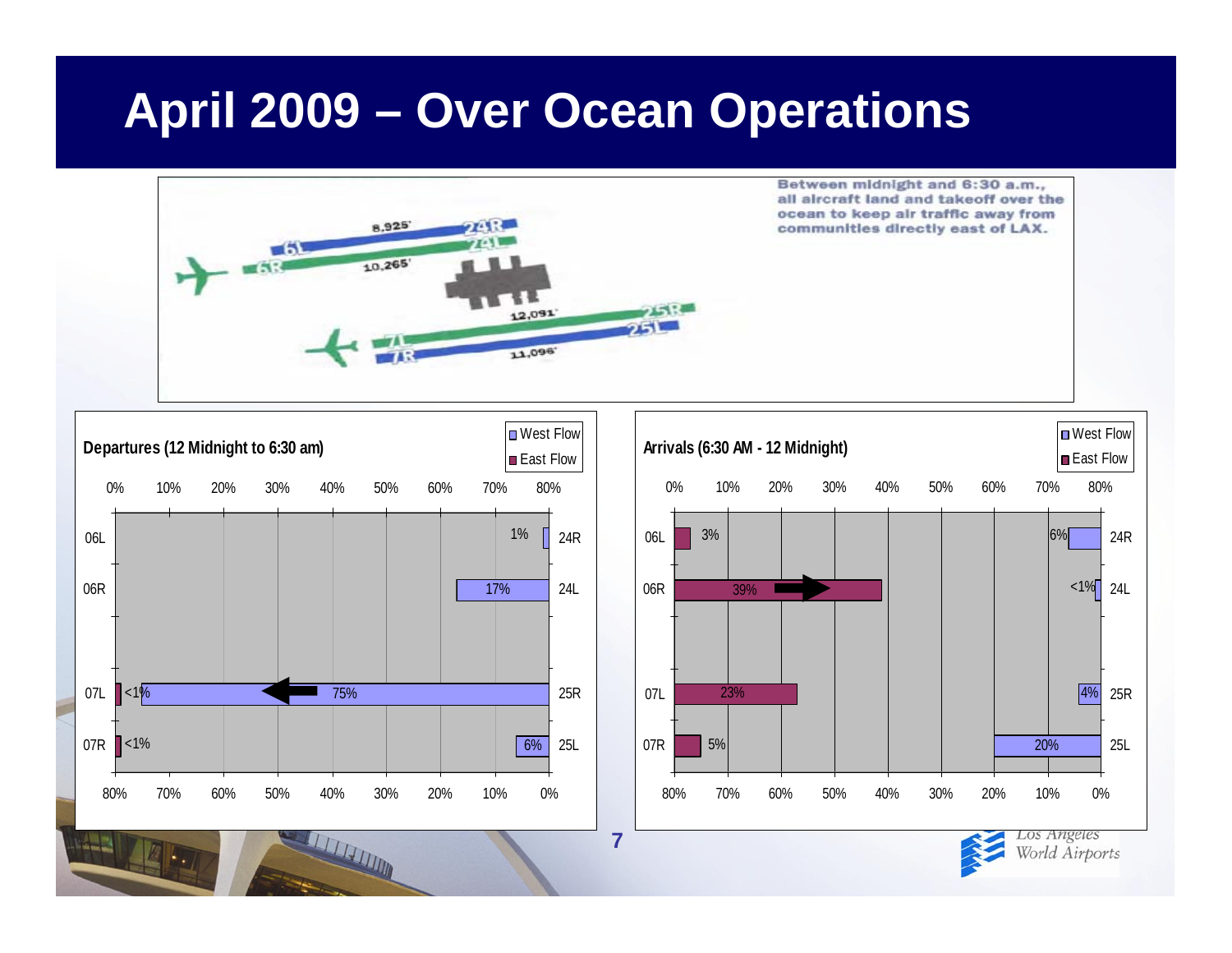# April 2009 – Over Ocean Operations

Between midnight and 6:30 a.m., all aircraft land and takeoff over the ocean to keep air traffic away from communities directly east of LAX.

**Departures (12 Midnight to 6:30 am)**

| Runway (East Flow) | East Flow | West Flow | Runway (West Flow) |
|---|---|---|---|
| 06L | | 1% | 24R |
| 06R | | 17% | 24L |
| 07L | <1% | 75% | 25R |
| 07R | <1% | 6% | 25L |

**Arrivals (6:30 AM - 12 Midnight)**

| Runway (East Flow) | East Flow | West Flow | Runway (West Flow) |
|---|---|---|---|
| 06L | 3% | 6% | 24R |
| 06R | 39% | <1% | 24L |
| 07L | 23% | 4% | 25R |
| 07R | 5% | 20% | 25L |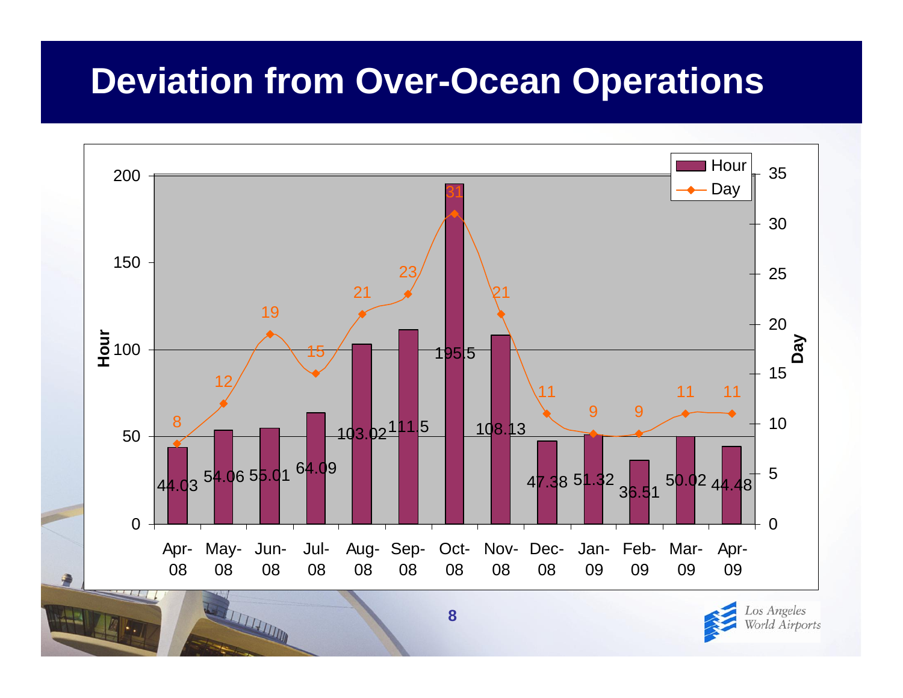# Deviation from Over-Ocean Operations

| Month | Hour | Day |
|---|---|---|
| Apr-08 | 44.03 | 8 |
| May-08 | 54.06 | 12 |
| Jun-08 | 55.01 | 19 |
| Jul-08 | 64.09 | 15 |
| Aug-08 | 103.02 | 21 |
| Sep-08 | 111.5 | 23 |
| Oct-08 | 195.5 | 31 |
| Nov-08 | 108.13 | 21 |
| Dec-08 | 47.38 | 11 |
| Jan-09 | 51.32 | 9 |
| Feb-09 | 36.51 | 9 |
| Mar-09 | 50.02 | 11 |
| Apr-09 | 44.48 | 11 |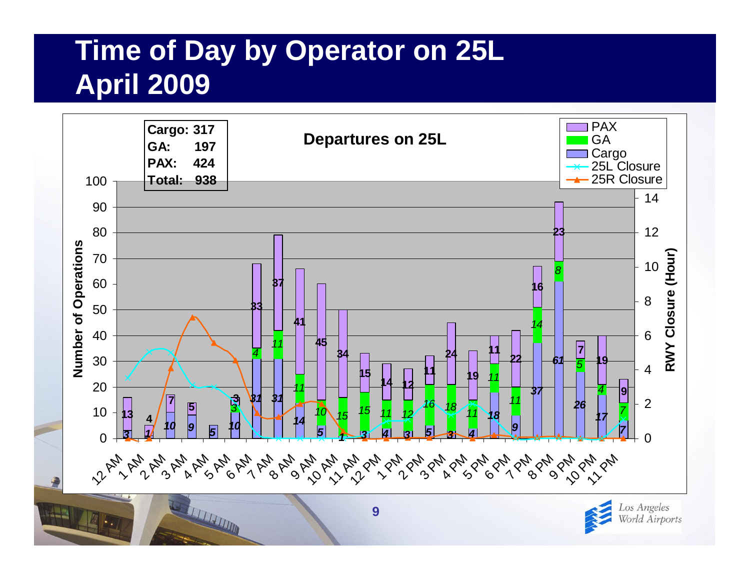# Time of Day by Operator on 25L April 2009

**Departures on 25L**

| | |
|---|---|
| Cargo: | 317 |
| GA: | 197 |
| PAX: | 424 |
| Total: | 938 |

| Hour | Cargo | GA | PAX |
|---|---|---|---|
| 12 AM | 3 | | 13 |
| 1 AM | 1 | | 4 |
| 2 AM | 10 | | 7 |
| 3 AM | 9 | | 5 |
| 4 AM | 5 | | |
| 5 AM | 10 | 3 | 3 |
| 6 AM | 31 | 4 | 33 |
| 7 AM | 31 | 11 | 37 |
| 8 AM | 14 | 11 | 41 |
| 9 AM | 5 | 10 | 45 |
| 10 AM | 1 | 15 | 34 |
| 11 AM | 3 | 15 | 15 |
| 12 PM | 4 | 11 | 14 |
| 1 PM | 3 | 12 | 12 |
| 2 PM | 5 | 16 | 11 |
| 3 PM | 3 | 18 | 24 |
| 4 PM | 4 | 11 | 19 |
| 5 PM | 18 | 11 | 11 |
| 6 PM | 9 | 11 | 22 |
| 7 PM | 37 | 14 | 16 |
| 8 PM | 61 | 8 | 23 |
| 9 PM | 26 | 5 | 7 |
| 10 PM | 17 | 4 | 19 |
| 11 PM | 7 | 7 | 9 |

Legend: PAX, GA, Cargo, 25L Closure, 25R Closure

Left axis: Number of Operations (0–100). Right axis: RWY Closure (Hour) (0–14).

Los Angeles World Airports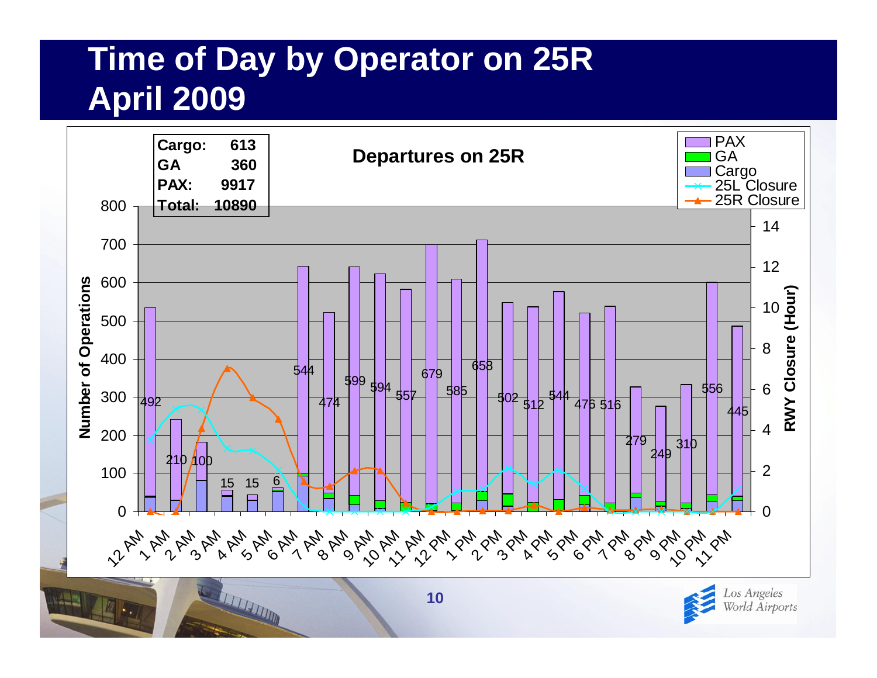# Time of Day by Operator on 25R
# April 2009

**Departures on 25R**

| | |
|---|---|
| **Cargo:** | **613** |
| **GA** | **360** |
| **PAX:** | **9917** |
| **Total:** | **10890** |

Legend: PAX, GA, Cargo, 25L Closure, 25R Closure

Axes: Number of Operations (0–800); RWY Closure (Hour) (0–14)

PAX departures by hour:

| Hour | PAX |
|---|---|
| 12 AM | 492 |
| 1 AM | 210 |
| 2 AM | 100 |
| 3 AM | 15 |
| 4 AM | 15 |
| 5 AM | 6 |
| 6 AM | 544 |
| 7 AM | 474 |
| 8 AM | 599 |
| 9 AM | 594 |
| 10 AM | 557 |
| 11 AM | 679 |
| 12 PM | 585 |
| 1 PM | 658 |
| 2 PM | 502 |
| 3 PM | 512 |
| 4 PM | 544 |
| 5 PM | 476 |
| 6 PM | 516 |
| 7 PM | 279 |
| 8 PM | 249 |
| 9 PM | 310 |
| 10 PM | 556 |
| 11 PM | 445 |

Los Angeles World Airports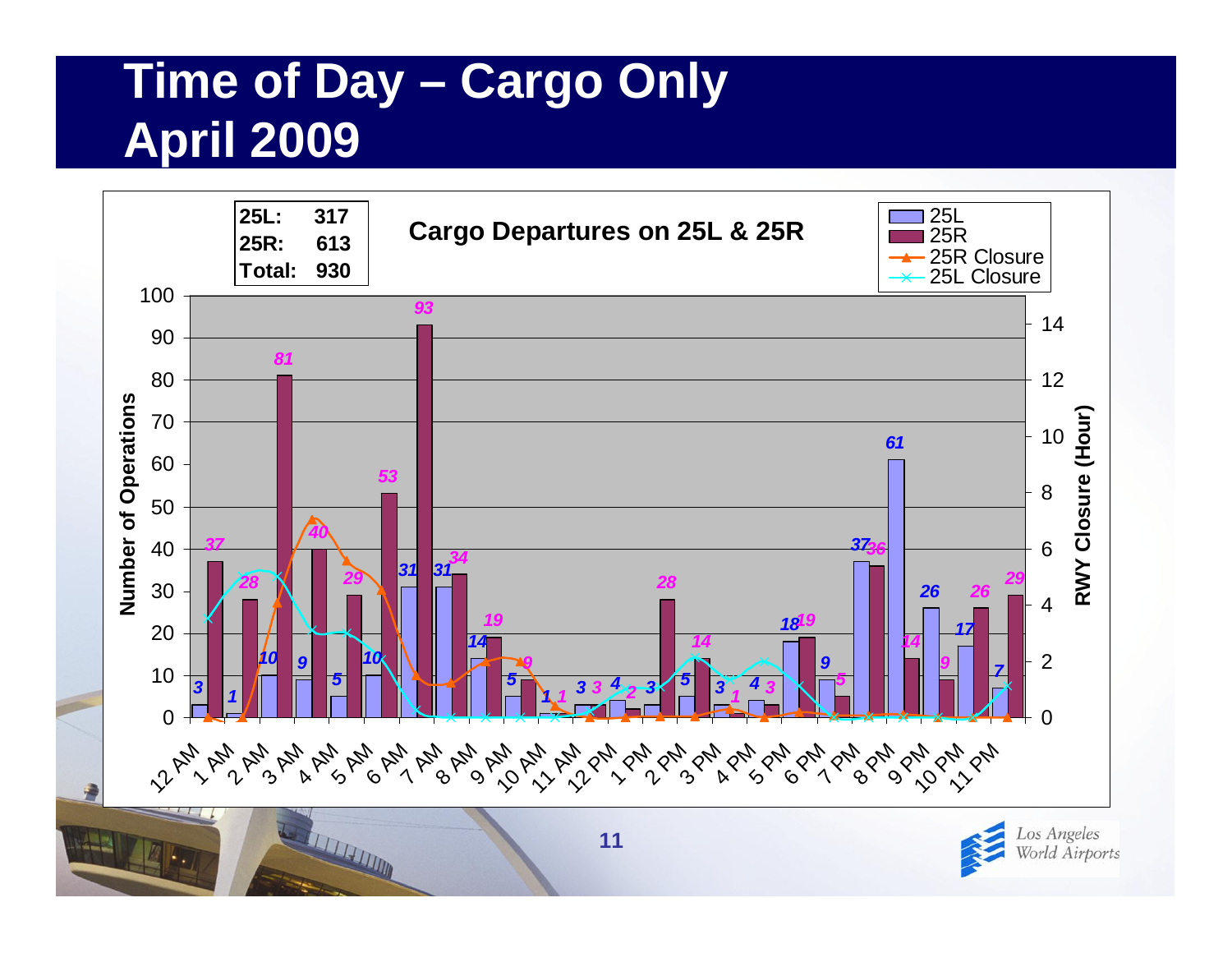# Time of Day – Cargo Only
# April 2009

**Cargo Departures on 25L & 25R**

| | |
|---|---|
| 25L: | 317 |
| 25R: | 613 |
| Total: | 930 |

| Hour | 25L | 25R |
|---|---|---|
| 12 AM | 3 | 37 |
| 1 AM | 1 | 28 |
| 2 AM | 10 | 81 |
| 3 AM | 9 | 40 |
| 4 AM | 5 | 29 |
| 5 AM | 10 | 53 |
| 6 AM | 31 | 93 |
| 7 AM | 31 | 34 |
| 8 AM | 14 | 19 |
| 9 AM | 5 | 9 |
| 10 AM | 1 | 1 |
| 11 AM | 3 | 3 |
| 12 PM | 4 | 2 |
| 1 PM | 3 | 28 |
| 2 PM | 5 | 14 |
| 3 PM | 3 | 1 |
| 4 PM | 4 | 3 |
| 5 PM | 18 | 19 |
| 6 PM | 9 | 5 |
| 7 PM | 37 | 36 |
| 8 PM | 61 | 14 |
| 9 PM | 26 | 9 |
| 10 PM | 17 | 26 |
| 11 PM | 7 | 29 |

Legend: 25L, 25R, 25R Closure, 25L Closure

Left axis: Number of Operations (0–100). Right axis: RWY Closure (Hour) (0–14).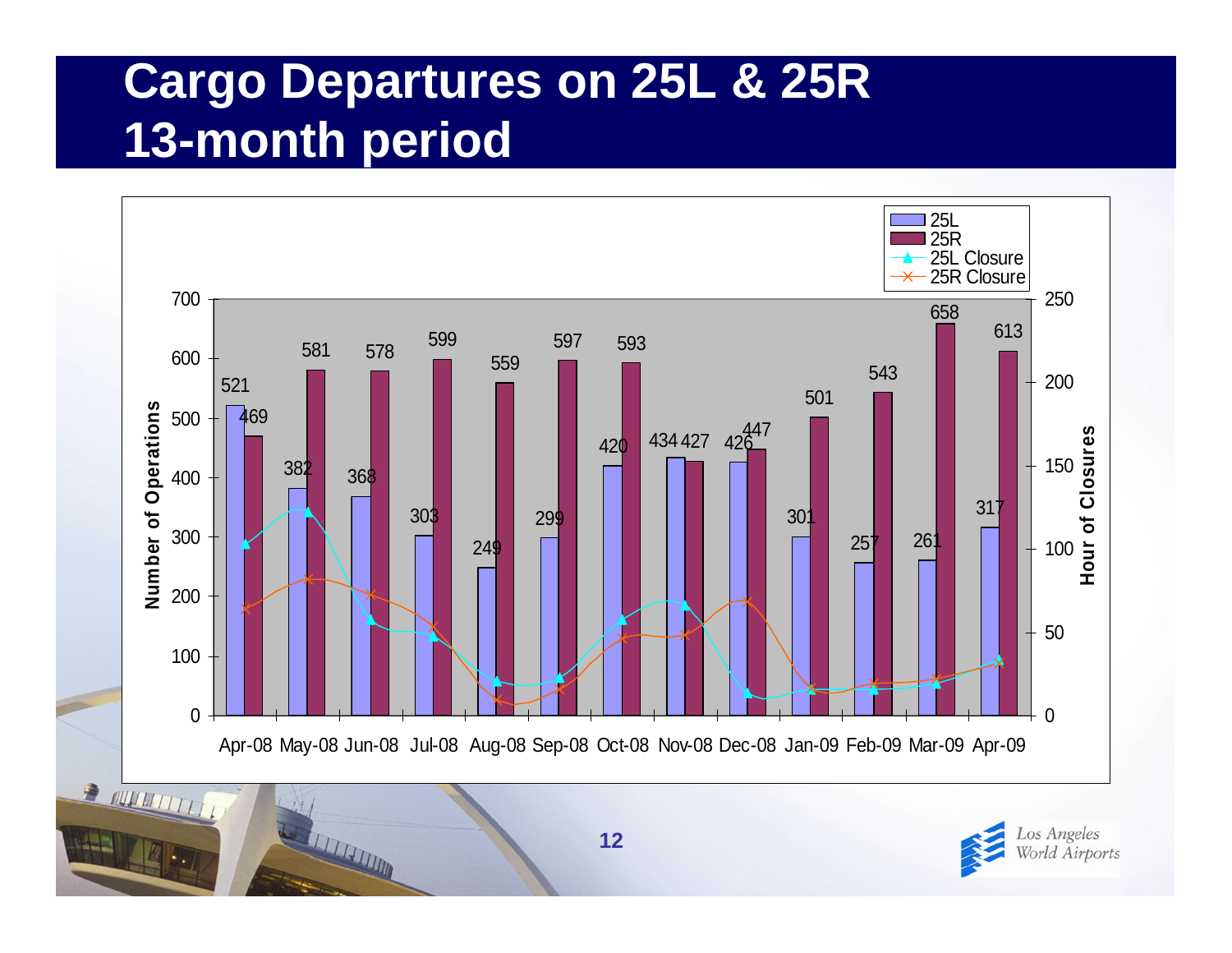# Cargo Departures on 25L & 25R 13-month period

| Month | 25L | 25R |
|---|---|---|
| Apr-08 | 521 | 469 |
| May-08 | 382 | 581 |
| Jun-08 | 368 | 578 |
| Jul-08 | 303 | 599 |
| Aug-08 | 249 | 559 |
| Sep-08 | 299 | 597 |
| Oct-08 | 420 | 593 |
| Nov-08 | 434 | 427 |
| Dec-08 | 426 | 447 |
| Jan-09 | 301 | 501 |
| Feb-09 | 257 | 543 |
| Mar-09 | 261 | 658 |
| Apr-09 | 317 | 613 |

Legend: 25L, 25R, 25L Closure, 25R Closure

Left axis: Number of Operations (0–700). Right axis: Hour of Closures (0–250).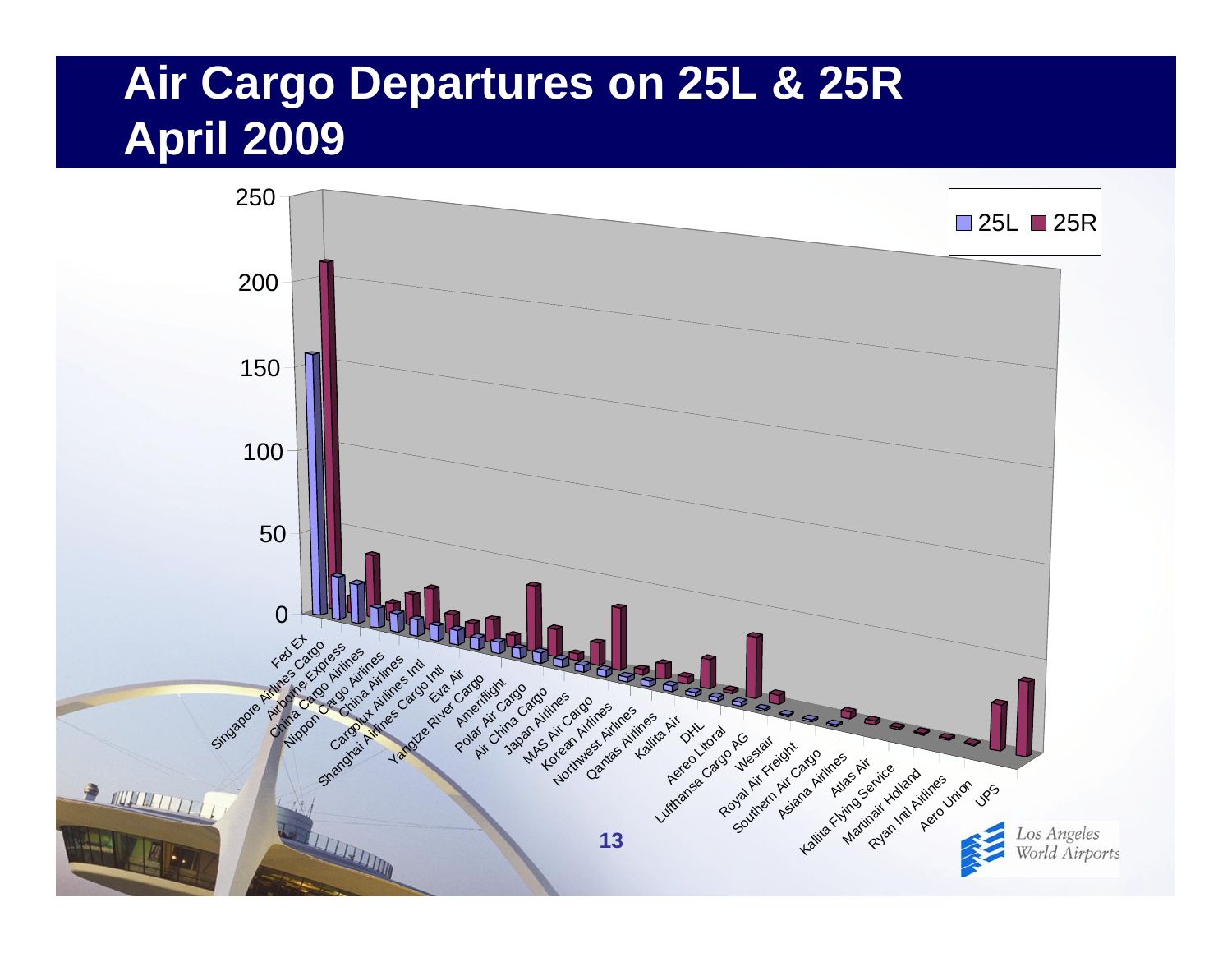# Air Cargo Departures on 25L & 25R
# April 2009

250
200
150
100
50
0

25L
25R

Fed Ex
Singapore Airlines Cargo
Airborne Express
China Cargo Airlines
Nippon Cargo Airlines
China Airlines
Cargolux Airlines Intl
Shanghai Airlines Cargo Intl
Eva Air
Yangtze River Cargo
Amerifllight
Polar Air Cargo
Air China Cargo
Japan Airlines
MAS Air Cargo
Korean Airlines
Northwest Airlines
Qantas Airlines
Kallita Air
DHL
Aereo Litoral
Lufthansa Cargo AG
Westair
Royal Air Freight
Southern Air Cargo
Asiana Airlines
Atlas Air
Kallita Flying Service
Martinair Holland
Ryan Intl Airlines
Aero Union
UPS

Los Angeles World Airports